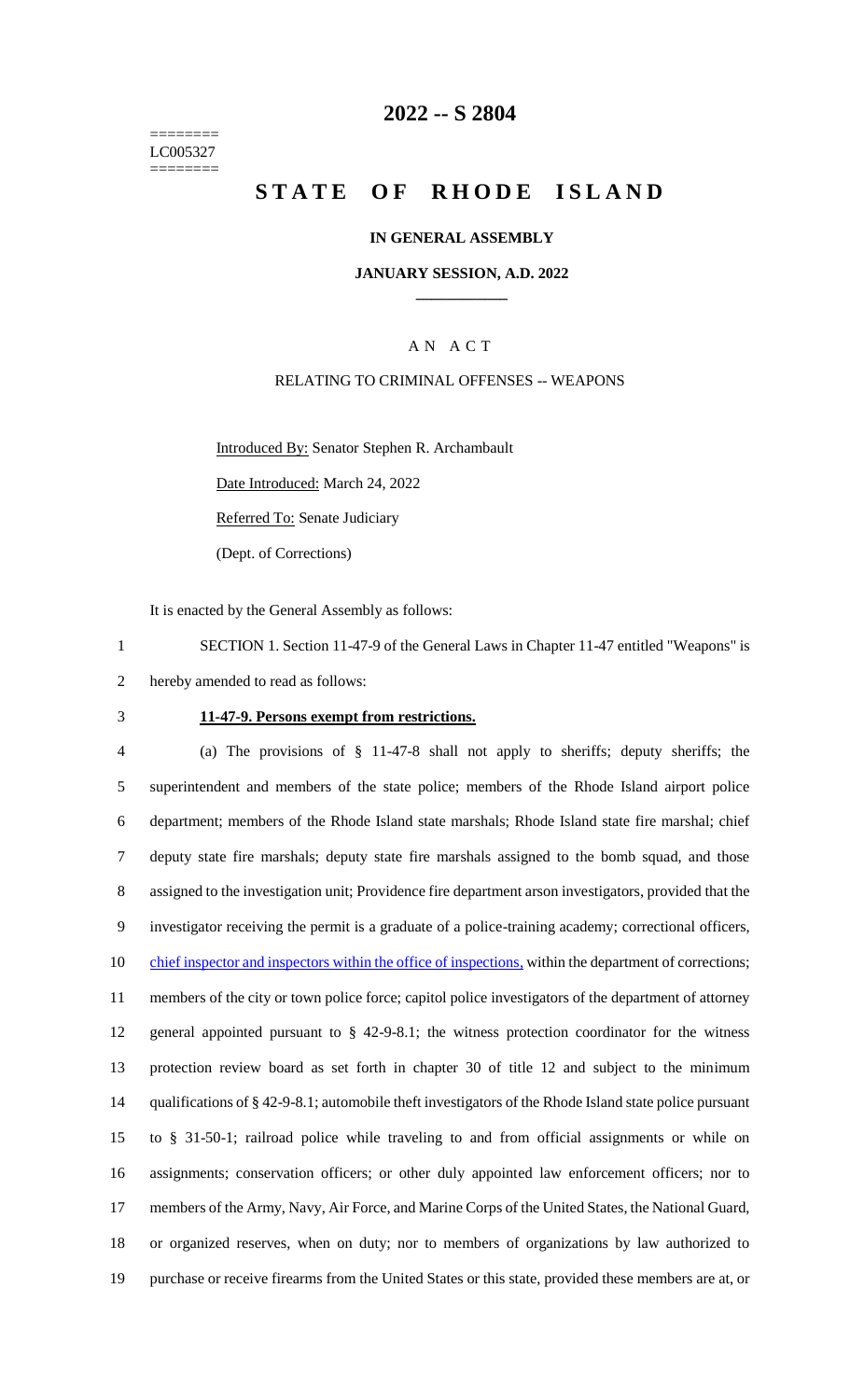========
LC005327
========

# 2022 -- S 2804

# STATE OF RHODE ISLAND

## IN GENERAL ASSEMBLY

### JANUARY SESSION, A.D. 2022

\_\_\_\_\_\_\_\_\_\_\_\_

A N A C T

RELATING TO CRIMINAL OFFENSES -- WEAPONS

Introduced By: Senator Stephen R. Archambault

Date Introduced: March 24, 2022

Referred To: Senate Judiciary

(Dept. of Corrections)

It is enacted by the General Assembly as follows:

1 SECTION 1. Section 11-47-9 of the General Laws in Chapter 11-47 entitled "Weapons" is
2 hereby amended to read as follows:

3 **11-47-9. Persons exempt from restrictions.**

4 (a) The provisions of § 11-47-8 shall not apply to sheriffs; deputy sheriffs; the
5 superintendent and members of the state police; members of the Rhode Island airport police
6 department; members of the Rhode Island state marshals; Rhode Island state fire marshal; chief
7 deputy state fire marshals; deputy state fire marshals assigned to the bomb squad, and those
8 assigned to the investigation unit; Providence fire department arson investigators, provided that the
9 investigator receiving the permit is a graduate of a police-training academy; correctional officers,
10 chief inspector and inspectors within the office of inspections, within the department of corrections;
11 members of the city or town police force; capitol police investigators of the department of attorney
12 general appointed pursuant to § 42-9-8.1; the witness protection coordinator for the witness
13 protection review board as set forth in chapter 30 of title 12 and subject to the minimum
14 qualifications of § 42-9-8.1; automobile theft investigators of the Rhode Island state police pursuant
15 to § 31-50-1; railroad police while traveling to and from official assignments or while on
16 assignments; conservation officers; or other duly appointed law enforcement officers; nor to
17 members of the Army, Navy, Air Force, and Marine Corps of the United States, the National Guard,
18 or organized reserves, when on duty; nor to members of organizations by law authorized to
19 purchase or receive firearms from the United States or this state, provided these members are at, or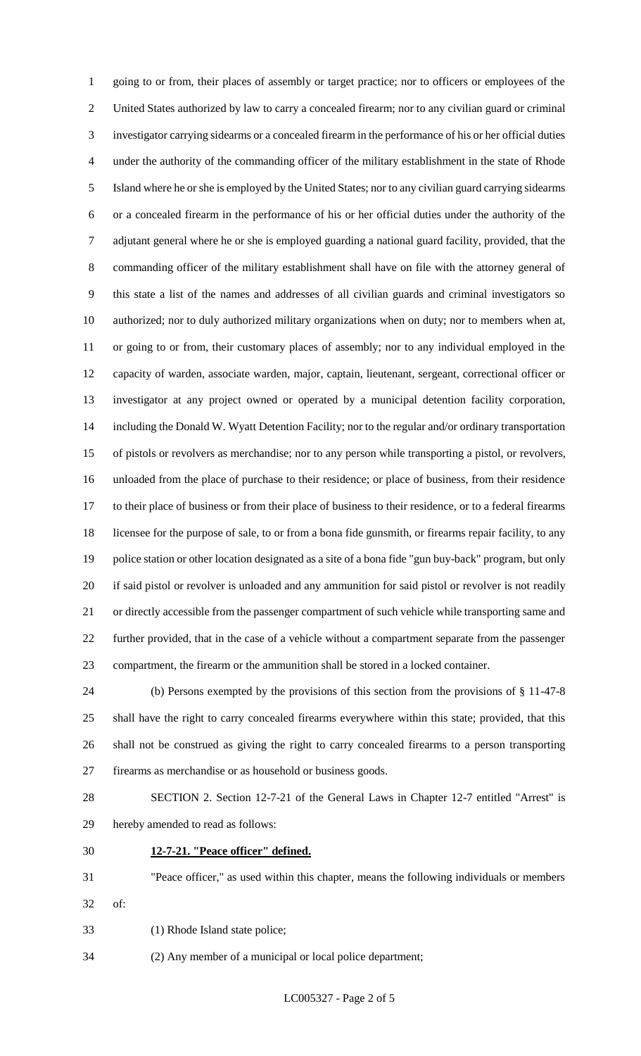going to or from, their places of assembly or target practice; nor to officers or employees of the United States authorized by law to carry a concealed firearm; nor to any civilian guard or criminal investigator carrying sidearms or a concealed firearm in the performance of his or her official duties under the authority of the commanding officer of the military establishment in the state of Rhode Island where he or she is employed by the United States; nor to any civilian guard carrying sidearms or a concealed firearm in the performance of his or her official duties under the authority of the adjutant general where he or she is employed guarding a national guard facility, provided, that the commanding officer of the military establishment shall have on file with the attorney general of this state a list of the names and addresses of all civilian guards and criminal investigators so authorized; nor to duly authorized military organizations when on duty; nor to members when at, or going to or from, their customary places of assembly; nor to any individual employed in the capacity of warden, associate warden, major, captain, lieutenant, sergeant, correctional officer or investigator at any project owned or operated by a municipal detention facility corporation, including the Donald W. Wyatt Detention Facility; nor to the regular and/or ordinary transportation of pistols or revolvers as merchandise; nor to any person while transporting a pistol, or revolvers, unloaded from the place of purchase to their residence; or place of business, from their residence to their place of business or from their place of business to their residence, or to a federal firearms licensee for the purpose of sale, to or from a bona fide gunsmith, or firearms repair facility, to any police station or other location designated as a site of a bona fide "gun buy-back" program, but only if said pistol or revolver is unloaded and any ammunition for said pistol or revolver is not readily or directly accessible from the passenger compartment of such vehicle while transporting same and further provided, that in the case of a vehicle without a compartment separate from the passenger compartment, the firearm or the ammunition shall be stored in a locked container.

(b) Persons exempted by the provisions of this section from the provisions of § 11-47-8 shall have the right to carry concealed firearms everywhere within this state; provided, that this shall not be construed as giving the right to carry concealed firearms to a person transporting firearms as merchandise or as household or business goods.

SECTION 2. Section 12-7-21 of the General Laws in Chapter 12-7 entitled "Arrest" is hereby amended to read as follows:

**12-7-21. "Peace officer" defined.**

"Peace officer," as used within this chapter, means the following individuals or members of:

(1) Rhode Island state police;

(2) Any member of a municipal or local police department;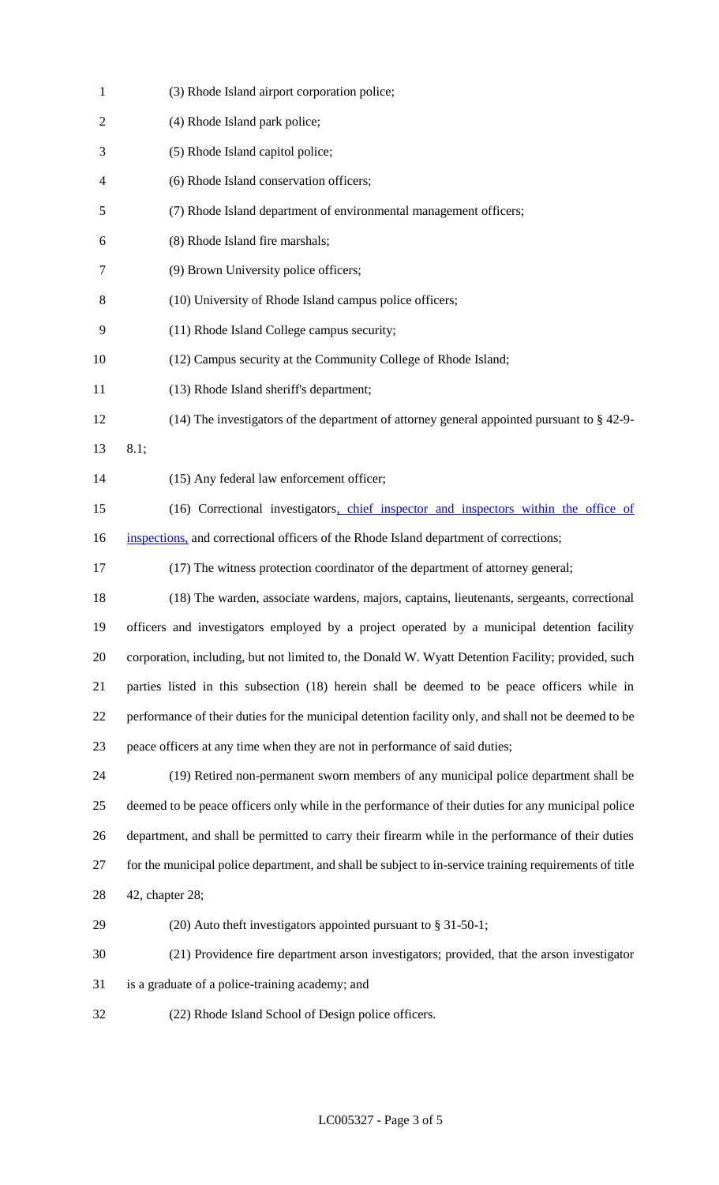(3) Rhode Island airport corporation police;

(4) Rhode Island park police;

(5) Rhode Island capitol police;

(6) Rhode Island conservation officers;

(7) Rhode Island department of environmental management officers;

(8) Rhode Island fire marshals;

(9) Brown University police officers;

(10) University of Rhode Island campus police officers;

(11) Rhode Island College campus security;

(12) Campus security at the Community College of Rhode Island;

(13) Rhode Island sheriff's department;

(14) The investigators of the department of attorney general appointed pursuant to § 42-9-8.1;

(15) Any federal law enforcement officer;

(16) Correctional investigators, chief inspector and inspectors within the office of inspections, and correctional officers of the Rhode Island department of corrections;

(17) The witness protection coordinator of the department of attorney general;

(18) The warden, associate wardens, majors, captains, lieutenants, sergeants, correctional officers and investigators employed by a project operated by a municipal detention facility corporation, including, but not limited to, the Donald W. Wyatt Detention Facility; provided, such parties listed in this subsection (18) herein shall be deemed to be peace officers while in performance of their duties for the municipal detention facility only, and shall not be deemed to be peace officers at any time when they are not in performance of said duties;

(19) Retired non-permanent sworn members of any municipal police department shall be deemed to be peace officers only while in the performance of their duties for any municipal police department, and shall be permitted to carry their firearm while in the performance of their duties for the municipal police department, and shall be subject to in-service training requirements of title 42, chapter 28;

(20) Auto theft investigators appointed pursuant to § 31-50-1;

(21) Providence fire department arson investigators; provided, that the arson investigator is a graduate of a police-training academy; and

(22) Rhode Island School of Design police officers.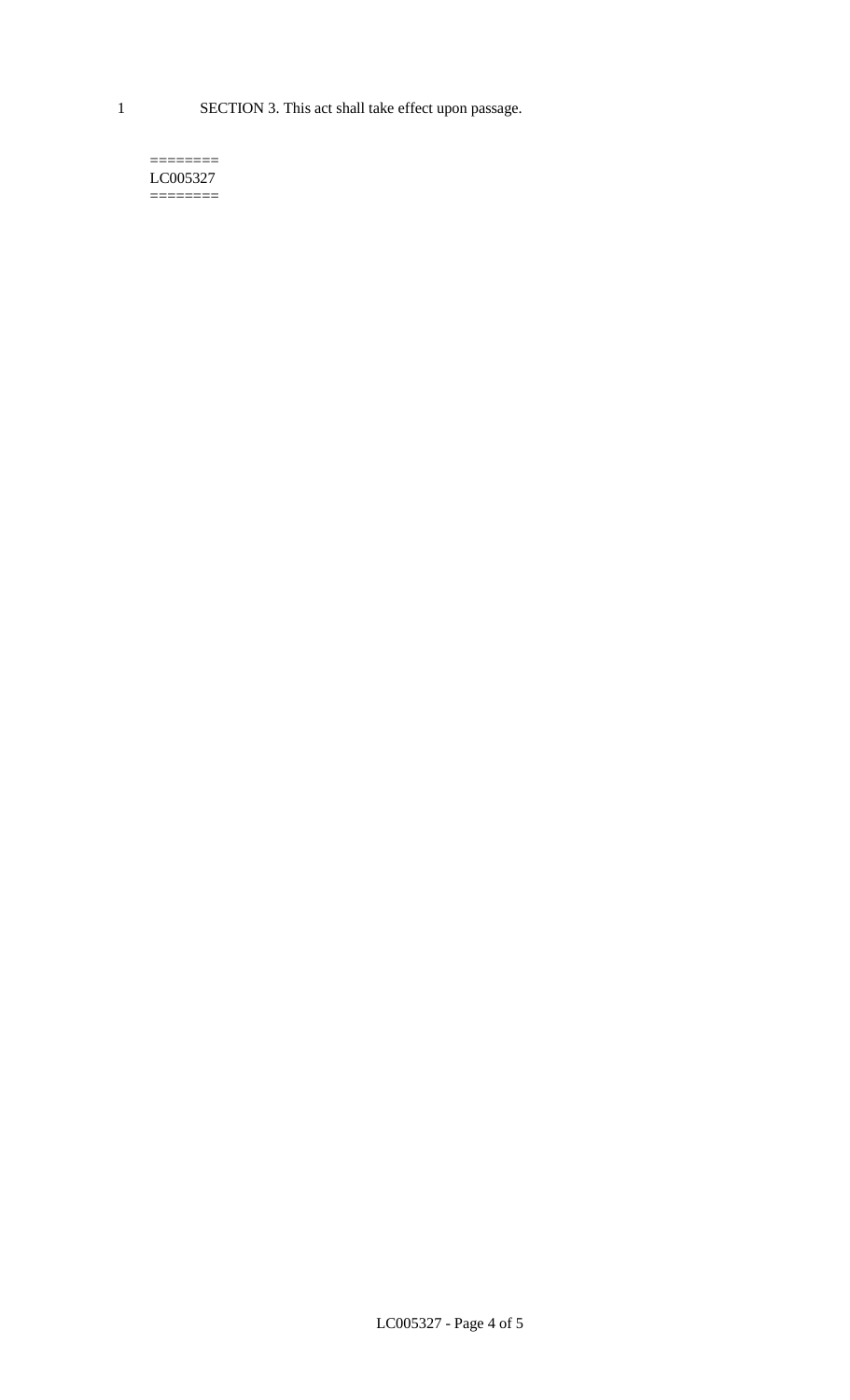1 SECTION 3. This act shall take effect upon passage.

========
LC005327
========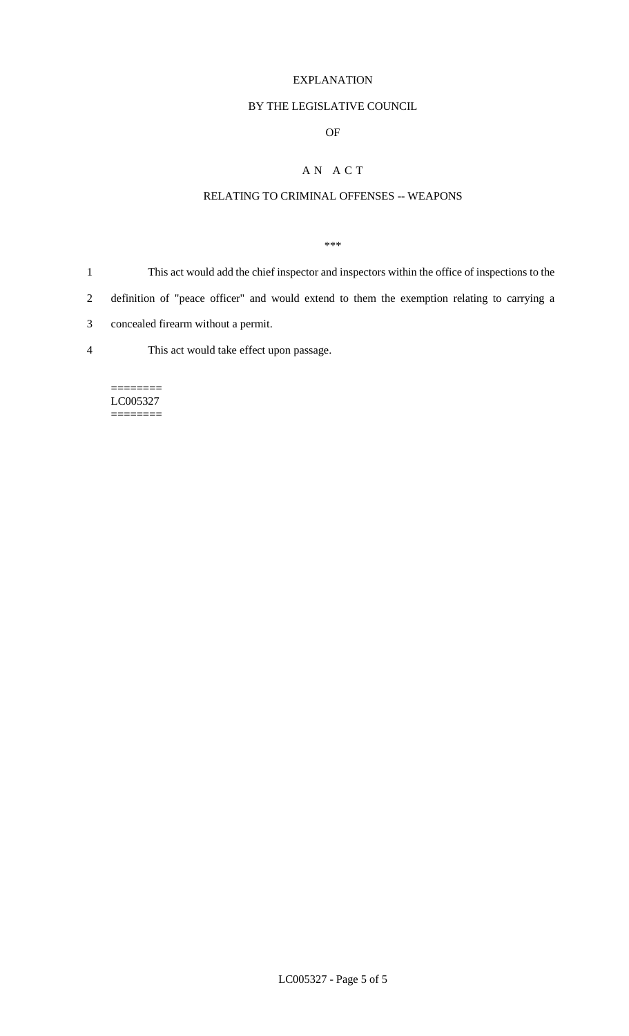EXPLANATION

BY THE LEGISLATIVE COUNCIL

OF

A N A C T

RELATING TO CRIMINAL OFFENSES -- WEAPONS

\*\*\*

1 This act would add the chief inspector and inspectors within the office of inspections to the

2 definition of "peace officer" and would extend to them the exemption relating to carrying a

3 concealed firearm without a permit.

4 This act would take effect upon passage.

========
LC005327
========